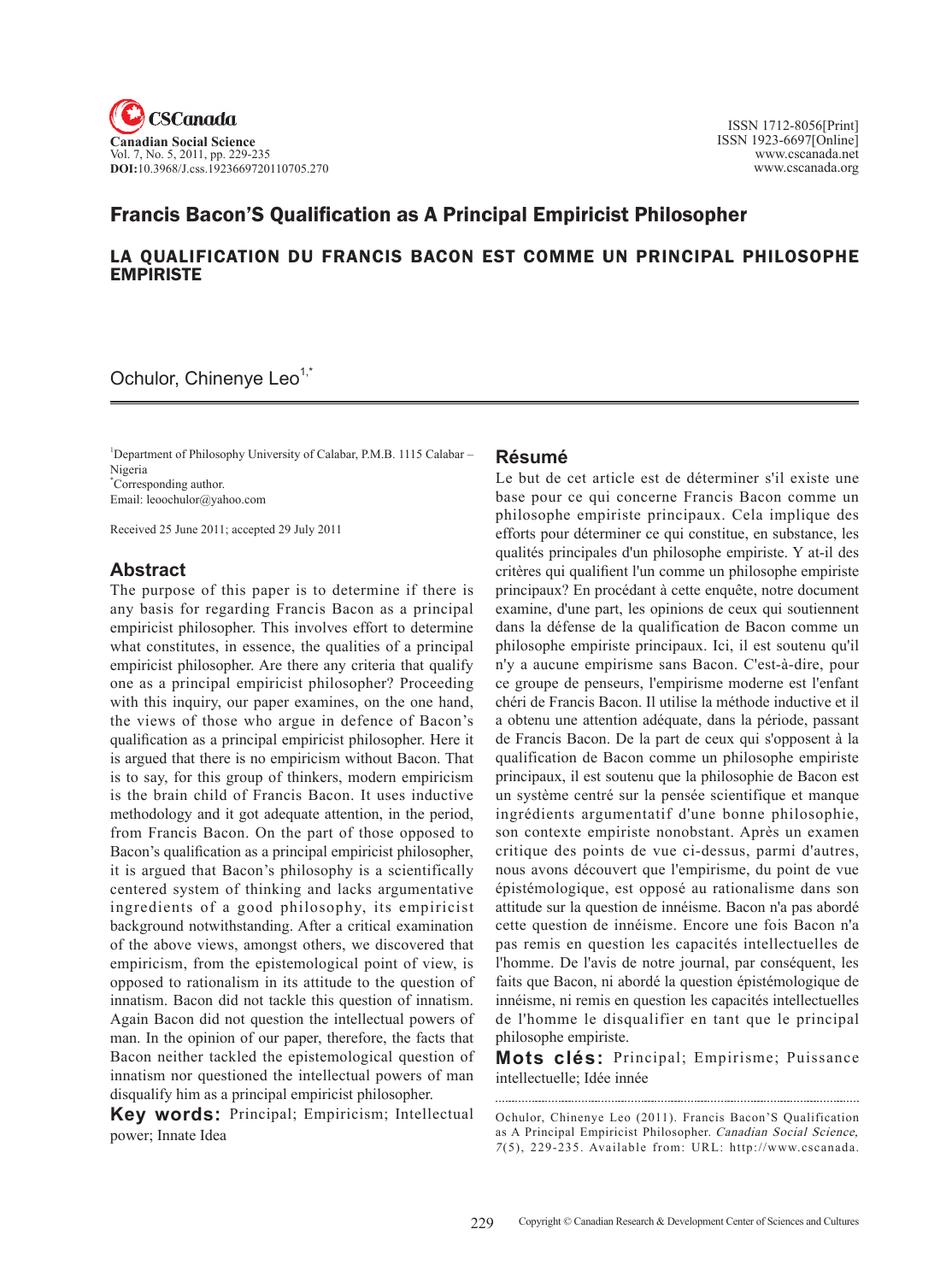# Francis Bacon'S Qualification as A Principal Empiricist Philosopher

## LA QUALIFICATION DU FRANCIS BACON EST COMME UN PRINCIPAL PHILOSOPHE EMPIRISTE

Ochulor, Chinenye Leo[1,*]

[1]Department of Philosophy University of Calabar, P.M.B. 1115 Calabar – Nigeria
[*]Corresponding author.
Email: leoochulor@yahoo.com

Received 25 June 2011; accepted 29 July 2011

## Abstract

The purpose of this paper is to determine if there is any basis for regarding Francis Bacon as a principal empiricist philosopher. This involves effort to determine what constitutes, in essence, the qualities of a principal empiricist philosopher. Are there any criteria that qualify one as a principal empiricist philosopher? Proceeding with this inquiry, our paper examines, on the one hand, the views of those who argue in defence of Bacon's qualification as a principal empiricist philosopher. Here it is argued that there is no empiricism without Bacon. That is to say, for this group of thinkers, modern empiricism is the brain child of Francis Bacon. It uses inductive methodology and it got adequate attention, in the period, from Francis Bacon. On the part of those opposed to Bacon's qualification as a principal empiricist philosopher, it is argued that Bacon's philosophy is a scientifically centered system of thinking and lacks argumentative ingredients of a good philosophy, its empiricist background notwithstanding. After a critical examination of the above views, amongst others, we discovered that empiricism, from the epistemological point of view, is opposed to rationalism in its attitude to the question of innatism. Bacon did not tackle this question of innatism. Again Bacon did not question the intellectual powers of man. In the opinion of our paper, therefore, the facts that Bacon neither tackled the epistemological question of innatism nor questioned the intellectual powers of man disqualify him as a principal empiricist philosopher.

**Key words:** Principal; Empiricism; Intellectual power; Innate Idea

## Résumé

Le but de cet article est de déterminer s'il existe une base pour ce qui concerne Francis Bacon comme un philosophe empiriste principaux. Cela implique des efforts pour déterminer ce qui constitue, en substance, les qualités principales d'un philosophe empiriste. Y at-il des critères qui qualifient l'un comme un philosophe empiriste principaux? En procédant à cette enquête, notre document examine, d'une part, les opinions de ceux qui soutiennent dans la défense de la qualification de Bacon comme un philosophe empiriste principaux. Ici, il est soutenu qu'il n'y a aucune empirisme sans Bacon. C'est-à-dire, pour ce groupe de penseurs, l'empirisme moderne est l'enfant chéri de Francis Bacon. Il utilise la méthode inductive et il a obtenu une attention adéquate, dans la période, passant de Francis Bacon. De la part de ceux qui s'opposent à la qualification de Bacon comme un philosophe empiriste principaux, il est soutenu que la philosophie de Bacon est un système centré sur la pensée scientifique et manque ingrédients argumentatif d'une bonne philosophie, son contexte empiriste nonobstant. Après un examen critique des points de vue ci-dessus, parmi d'autres, nous avons découvert que l'empirisme, du point de vue épistémologique, est opposé au rationalisme dans son attitude sur la question de innéisme. Bacon n'a pas abordé cette question de innéisme. Encore une fois Bacon n'a pas remis en question les capacités intellectuelles de l'homme. De l'avis de notre journal, par conséquent, les faits que Bacon, ni abordé la question épistémologique de innéisme, ni remis en question les capacités intellectuelles de l'homme le disqualifier en tant que le principal philosophe empiriste.

**Mots clés:** Principal; Empirisme; Puissance intellectuelle; Idée innée

Ochulor, Chinenye Leo (2011). Francis Bacon'S Qualification as A Principal Empiricist Philosopher. *Canadian Social Science, 7*(5), 229-235. Available from: URL: http://www.cscanada.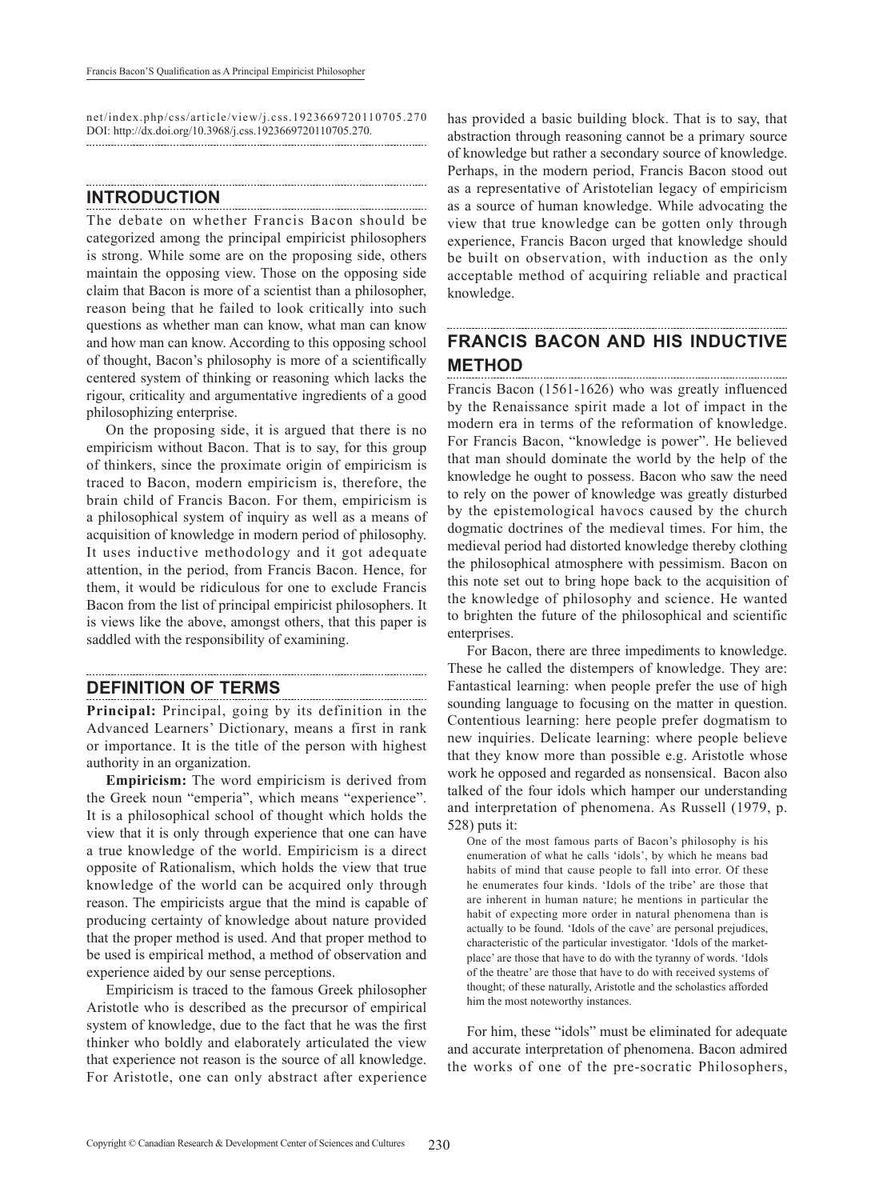net/index.php/css/article/view/j.css.1923669720110705.270 DOI: http://dx.doi.org/10.3968/j.css.1923669720110705.270.

## INTRODUCTION

The debate on whether Francis Bacon should be categorized among the principal empiricist philosophers is strong. While some are on the proposing side, others maintain the opposing view. Those on the opposing side claim that Bacon is more of a scientist than a philosopher, reason being that he failed to look critically into such questions as whether man can know, what man can know and how man can know. According to this opposing school of thought, Bacon's philosophy is more of a scientifically centered system of thinking or reasoning which lacks the rigour, criticality and argumentative ingredients of a good philosophizing enterprise.

On the proposing side, it is argued that there is no empiricism without Bacon. That is to say, for this group of thinkers, since the proximate origin of empiricism is traced to Bacon, modern empiricism is, therefore, the brain child of Francis Bacon. For them, empiricism is a philosophical system of inquiry as well as a means of acquisition of knowledge in modern period of philosophy. It uses inductive methodology and it got adequate attention, in the period, from Francis Bacon. Hence, for them, it would be ridiculous for one to exclude Francis Bacon from the list of principal empiricist philosophers. It is views like the above, amongst others, that this paper is saddled with the responsibility of examining.

## DEFINITION OF TERMS

**Principal:** Principal, going by its definition in the Advanced Learners' Dictionary, means a first in rank or importance. It is the title of the person with highest authority in an organization.

**Empiricism:** The word empiricism is derived from the Greek noun "emperia", which means "experience". It is a philosophical school of thought which holds the view that it is only through experience that one can have a true knowledge of the world. Empiricism is a direct opposite of Rationalism, which holds the view that true knowledge of the world can be acquired only through reason. The empiricists argue that the mind is capable of producing certainty of knowledge about nature provided that the proper method is used. And that proper method to be used is empirical method, a method of observation and experience aided by our sense perceptions.

Empiricism is traced to the famous Greek philosopher Aristotle who is described as the precursor of empirical system of knowledge, due to the fact that he was the first thinker who boldly and elaborately articulated the view that experience not reason is the source of all knowledge. For Aristotle, one can only abstract after experience has provided a basic building block. That is to say, that abstraction through reasoning cannot be a primary source of knowledge but rather a secondary source of knowledge. Perhaps, in the modern period, Francis Bacon stood out as a representative of Aristotelian legacy of empiricism as a source of human knowledge. While advocating the view that true knowledge can be gotten only through experience, Francis Bacon urged that knowledge should be built on observation, with induction as the only acceptable method of acquiring reliable and practical knowledge.

## FRANCIS BACON AND HIS INDUCTIVE METHOD

Francis Bacon (1561-1626) who was greatly influenced by the Renaissance spirit made a lot of impact in the modern era in terms of the reformation of knowledge. For Francis Bacon, "knowledge is power". He believed that man should dominate the world by the help of the knowledge he ought to possess. Bacon who saw the need to rely on the power of knowledge was greatly disturbed by the epistemological havocs caused by the church dogmatic doctrines of the medieval times. For him, the medieval period had distorted knowledge thereby clothing the philosophical atmosphere with pessimism. Bacon on this note set out to bring hope back to the acquisition of the knowledge of philosophy and science. He wanted to brighten the future of the philosophical and scientific enterprises.

For Bacon, there are three impediments to knowledge. These he called the distempers of knowledge. They are: Fantastical learning: when people prefer the use of high sounding language to focusing on the matter in question. Contentious learning: here people prefer dogmatism to new inquiries. Delicate learning: where people believe that they know more than possible e.g. Aristotle whose work he opposed and regarded as nonsensical. Bacon also talked of the four idols which hamper our understanding and interpretation of phenomena. As Russell (1979, p. 528) puts it:

> One of the most famous parts of Bacon's philosophy is his enumeration of what he calls 'idols', by which he means bad habits of mind that cause people to fall into error. Of these he enumerates four kinds. 'Idols of the tribe' are those that are inherent in human nature; he mentions in particular the habit of expecting more order in natural phenomena than is actually to be found. 'Idols of the cave' are personal prejudices, characteristic of the particular investigator. 'Idols of the market-place' are those that have to do with the tyranny of words. 'Idols of the theatre' are those that have to do with received systems of thought; of these naturally, Aristotle and the scholastics afforded him the most noteworthy instances.

For him, these "idols" must be eliminated for adequate and accurate interpretation of phenomena. Bacon admired the works of one of the pre-socratic Philosophers,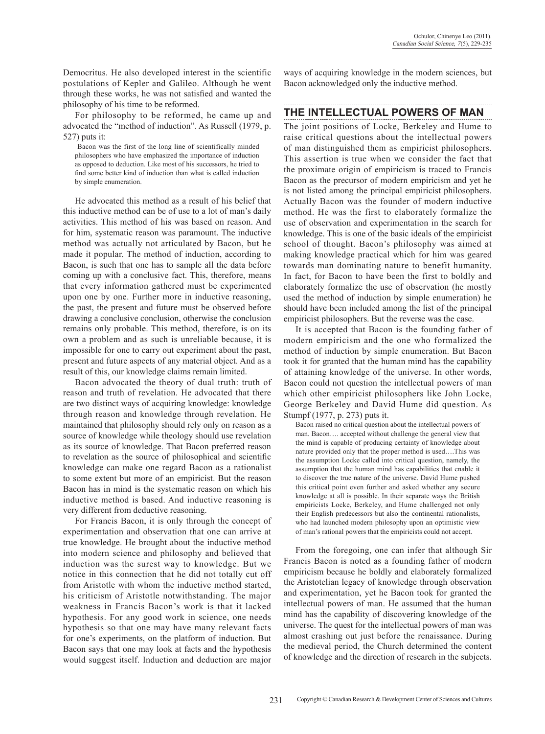Democritus. He also developed interest in the scientific postulations of Kepler and Galileo. Although he went through these works, he was not satisfied and wanted the philosophy of his time to be reformed.

For philosophy to be reformed, he came up and advocated the "method of induction". As Russell (1979, p. 527) puts it:

> Bacon was the first of the long line of scientifically minded philosophers who have emphasized the importance of induction as opposed to deduction. Like most of his successors, he tried to find some better kind of induction than what is called induction by simple enumeration.

He advocated this method as a result of his belief that this inductive method can be of use to a lot of man's daily activities. This method of his was based on reason. And for him, systematic reason was paramount. The inductive method was actually not articulated by Bacon, but he made it popular. The method of induction, according to Bacon, is such that one has to sample all the data before coming up with a conclusive fact. This, therefore, means that every information gathered must be experimented upon one by one. Further more in inductive reasoning, the past, the present and future must be observed before drawing a conclusive conclusion, otherwise the conclusion remains only probable. This method, therefore, is on its own a problem and as such is unreliable because, it is impossible for one to carry out experiment about the past, present and future aspects of any material object. And as a result of this, our knowledge claims remain limited.

Bacon advocated the theory of dual truth: truth of reason and truth of revelation. He advocated that there are two distinct ways of acquiring knowledge: knowledge through reason and knowledge through revelation. He maintained that philosophy should rely only on reason as a source of knowledge while theology should use revelation as its source of knowledge. That Bacon preferred reason to revelation as the source of philosophical and scientific knowledge can make one regard Bacon as a rationalist to some extent but more of an empiricist. But the reason Bacon has in mind is the systematic reason on which his inductive method is based. And inductive reasoning is very different from deductive reasoning.

For Francis Bacon, it is only through the concept of experimentation and observation that one can arrive at true knowledge. He brought about the inductive method into modern science and philosophy and believed that induction was the surest way to knowledge. But we notice in this connection that he did not totally cut off from Aristotle with whom the inductive method started, his criticism of Aristotle notwithstanding. The major weakness in Francis Bacon's work is that it lacked hypothesis. For any good work in science, one needs hypothesis so that one may have many relevant facts for one's experiments, on the platform of induction. But Bacon says that one may look at facts and the hypothesis would suggest itself. Induction and deduction are major ways of acquiring knowledge in the modern sciences, but Bacon acknowledged only the inductive method.

## THE INTELLECTUAL POWERS OF MAN

The joint positions of Locke, Berkeley and Hume to raise critical questions about the intellectual powers of man distinguished them as empiricist philosophers. This assertion is true when we consider the fact that the proximate origin of empiricism is traced to Francis Bacon as the precursor of modern empiricism and yet he is not listed among the principal empiricist philosophers. Actually Bacon was the founder of modern inductive method. He was the first to elaborately formalize the use of observation and experimentation in the search for knowledge. This is one of the basic ideals of the empiricist school of thought. Bacon's philosophy was aimed at making knowledge practical which for him was geared towards man dominating nature to benefit humanity. In fact, for Bacon to have been the first to boldly and elaborately formalize the use of observation (he mostly used the method of induction by simple enumeration) he should have been included among the list of the principal empiricist philosophers. But the reverse was the case.

It is accepted that Bacon is the founding father of modern empiricism and the one who formalized the method of induction by simple enumeration. But Bacon took it for granted that the human mind has the capability of attaining knowledge of the universe. In other words, Bacon could not question the intellectual powers of man which other empiricist philosophers like John Locke, George Berkeley and David Hume did question. As Stumpf (1977, p. 273) puts it.

> Bacon raised no critical question about the intellectual powers of man. Bacon…. accepted without challenge the general view that the mind is capable of producing certainty of knowledge about nature provided only that the proper method is used….This was the assumption Locke called into critical question, namely, the assumption that the human mind has capabilities that enable it to discover the true nature of the universe. David Hume pushed this critical point even further and asked whether any secure knowledge at all is possible. In their separate ways the British empiricists Locke, Berkeley, and Hume challenged not only their English predecessors but also the continental rationalists, who had launched modern philosophy upon an optimistic view of man's rational powers that the empiricists could not accept.

From the foregoing, one can infer that although Sir Francis Bacon is noted as a founding father of modern empiricism because he boldly and elaborately formalized the Aristotelian legacy of knowledge through observation and experimentation, yet he Bacon took for granted the intellectual powers of man. He assumed that the human mind has the capability of discovering knowledge of the universe. The quest for the intellectual powers of man was almost crashing out just before the renaissance. During the medieval period, the Church determined the content of knowledge and the direction of research in the subjects.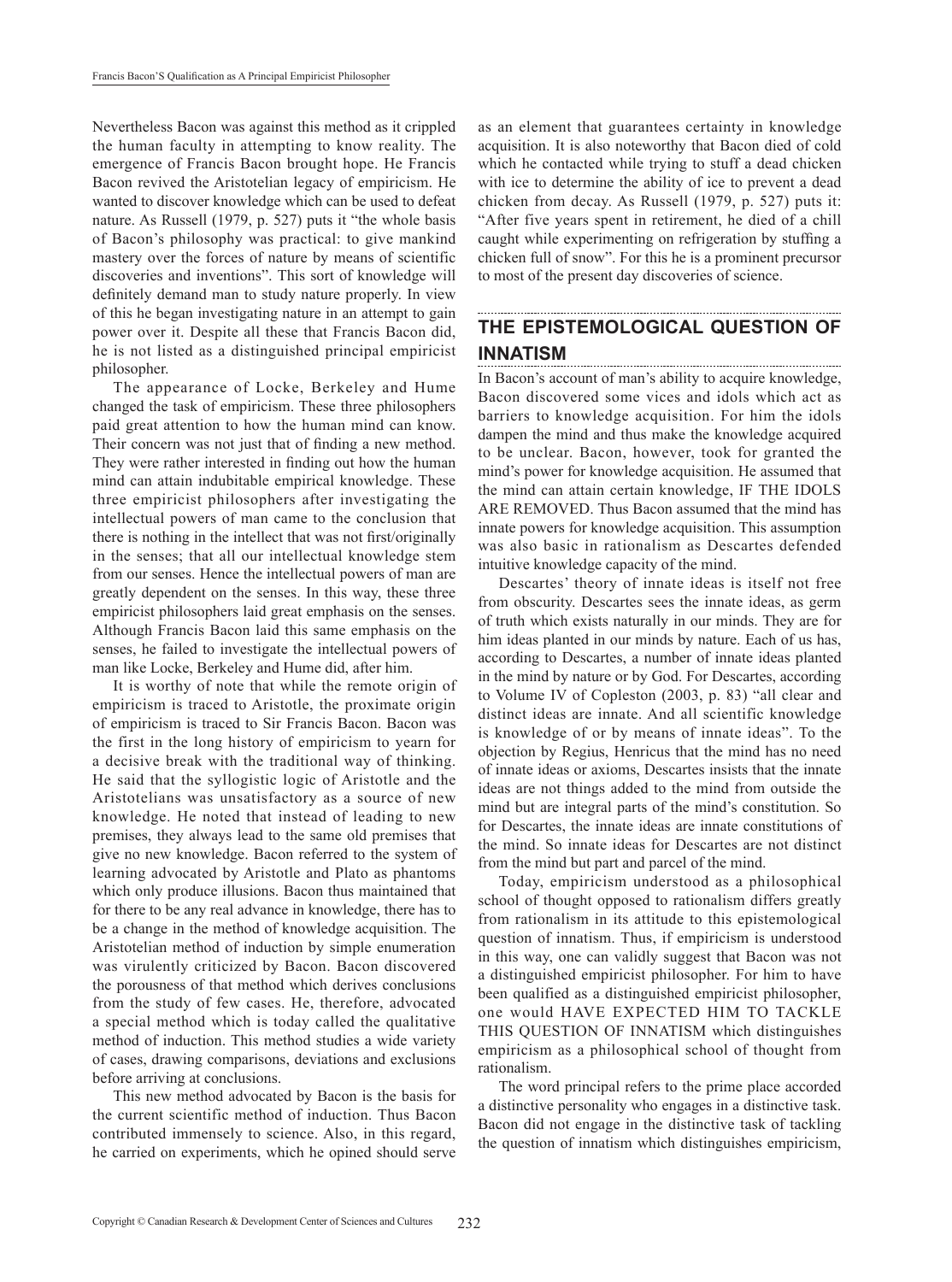Nevertheless Bacon was against this method as it crippled the human faculty in attempting to know reality. The emergence of Francis Bacon brought hope. He Francis Bacon revived the Aristotelian legacy of empiricism. He wanted to discover knowledge which can be used to defeat nature. As Russell (1979, p. 527) puts it "the whole basis of Bacon's philosophy was practical: to give mankind mastery over the forces of nature by means of scientific discoveries and inventions". This sort of knowledge will definitely demand man to study nature properly. In view of this he began investigating nature in an attempt to gain power over it. Despite all these that Francis Bacon did, he is not listed as a distinguished principal empiricist philosopher.

The appearance of Locke, Berkeley and Hume changed the task of empiricism. These three philosophers paid great attention to how the human mind can know. Their concern was not just that of finding a new method. They were rather interested in finding out how the human mind can attain indubitable empirical knowledge. These three empiricist philosophers after investigating the intellectual powers of man came to the conclusion that there is nothing in the intellect that was not first/originally in the senses; that all our intellectual knowledge stem from our senses. Hence the intellectual powers of man are greatly dependent on the senses. In this way, these three empiricist philosophers laid great emphasis on the senses. Although Francis Bacon laid this same emphasis on the senses, he failed to investigate the intellectual powers of man like Locke, Berkeley and Hume did, after him.

It is worthy of note that while the remote origin of empiricism is traced to Aristotle, the proximate origin of empiricism is traced to Sir Francis Bacon. Bacon was the first in the long history of empiricism to yearn for a decisive break with the traditional way of thinking. He said that the syllogistic logic of Aristotle and the Aristotelians was unsatisfactory as a source of new knowledge. He noted that instead of leading to new premises, they always lead to the same old premises that give no new knowledge. Bacon referred to the system of learning advocated by Aristotle and Plato as phantoms which only produce illusions. Bacon thus maintained that for there to be any real advance in knowledge, there has to be a change in the method of knowledge acquisition. The Aristotelian method of induction by simple enumeration was virulently criticized by Bacon. Bacon discovered the porousness of that method which derives conclusions from the study of few cases. He, therefore, advocated a special method which is today called the qualitative method of induction. This method studies a wide variety of cases, drawing comparisons, deviations and exclusions before arriving at conclusions.

This new method advocated by Bacon is the basis for the current scientific method of induction. Thus Bacon contributed immensely to science. Also, in this regard, he carried on experiments, which he opined should serve as an element that guarantees certainty in knowledge acquisition. It is also noteworthy that Bacon died of cold which he contacted while trying to stuff a dead chicken with ice to determine the ability of ice to prevent a dead chicken from decay. As Russell (1979, p. 527) puts it: "After five years spent in retirement, he died of a chill caught while experimenting on refrigeration by stuffing a chicken full of snow". For this he is a prominent precursor to most of the present day discoveries of science.

## THE EPISTEMOLOGICAL QUESTION OF INNATISM

In Bacon's account of man's ability to acquire knowledge, Bacon discovered some vices and idols which act as barriers to knowledge acquisition. For him the idols dampen the mind and thus make the knowledge acquired to be unclear. Bacon, however, took for granted the mind's power for knowledge acquisition. He assumed that the mind can attain certain knowledge, IF THE IDOLS ARE REMOVED. Thus Bacon assumed that the mind has innate powers for knowledge acquisition. This assumption was also basic in rationalism as Descartes defended intuitive knowledge capacity of the mind.

Descartes' theory of innate ideas is itself not free from obscurity. Descartes sees the innate ideas, as germ of truth which exists naturally in our minds. They are for him ideas planted in our minds by nature. Each of us has, according to Descartes, a number of innate ideas planted in the mind by nature or by God. For Descartes, according to Volume IV of Copleston (2003, p. 83) "all clear and distinct ideas are innate. And all scientific knowledge is knowledge of or by means of innate ideas". To the objection by Regius, Henricus that the mind has no need of innate ideas or axioms, Descartes insists that the innate ideas are not things added to the mind from outside the mind but are integral parts of the mind's constitution. So for Descartes, the innate ideas are innate constitutions of the mind. So innate ideas for Descartes are not distinct from the mind but part and parcel of the mind.

Today, empiricism understood as a philosophical school of thought opposed to rationalism differs greatly from rationalism in its attitude to this epistemological question of innatism. Thus, if empiricism is understood in this way, one can validly suggest that Bacon was not a distinguished empiricist philosopher. For him to have been qualified as a distinguished empiricist philosopher, one would HAVE EXPECTED HIM TO TACKLE THIS QUESTION OF INNATISM which distinguishes empiricism as a philosophical school of thought from rationalism.

The word principal refers to the prime place accorded a distinctive personality who engages in a distinctive task. Bacon did not engage in the distinctive task of tackling the question of innatism which distinguishes empiricism,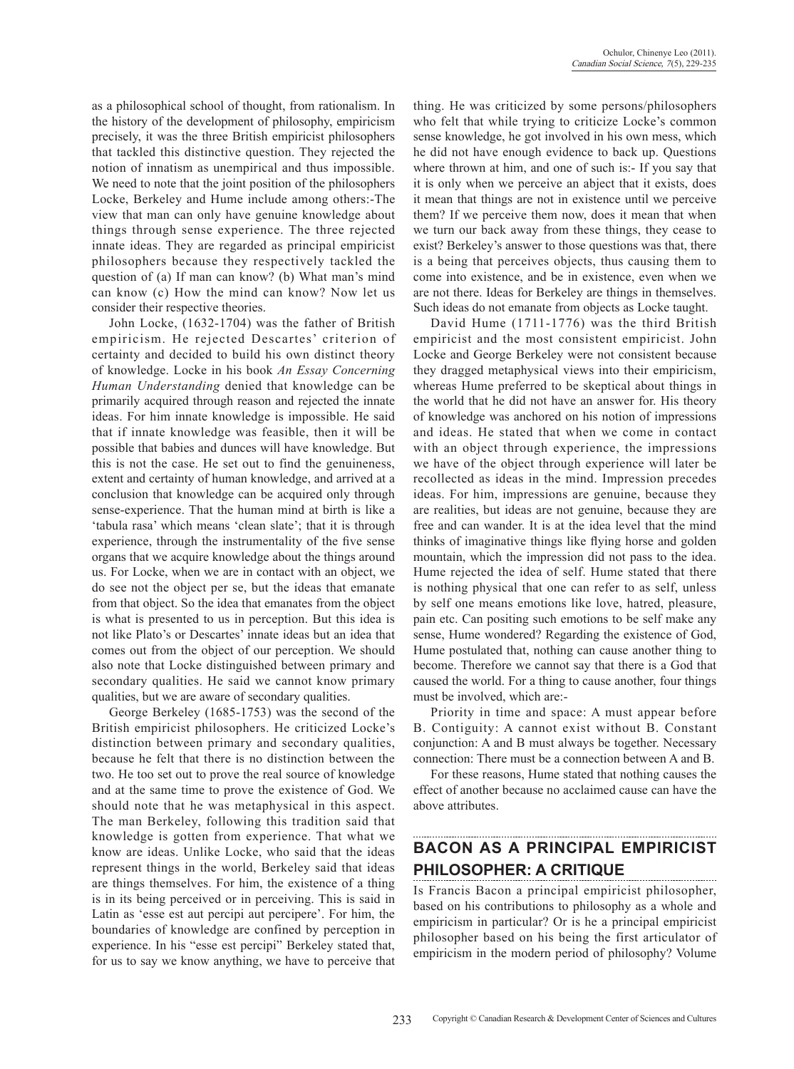as a philosophical school of thought, from rationalism. In the history of the development of philosophy, empiricism precisely, it was the three British empiricist philosophers that tackled this distinctive question. They rejected the notion of innatism as unempirical and thus impossible. We need to note that the joint position of the philosophers Locke, Berkeley and Hume include among others:-The view that man can only have genuine knowledge about things through sense experience. The three rejected innate ideas. They are regarded as principal empiricist philosophers because they respectively tackled the question of (a) If man can know? (b) What man's mind can know (c) How the mind can know? Now let us consider their respective theories.

John Locke, (1632-1704) was the father of British empiricism. He rejected Descartes' criterion of certainty and decided to build his own distinct theory of knowledge. Locke in his book *An Essay Concerning Human Understanding* denied that knowledge can be primarily acquired through reason and rejected the innate ideas. For him innate knowledge is impossible. He said that if innate knowledge was feasible, then it will be possible that babies and dunces will have knowledge. But this is not the case. He set out to find the genuineness, extent and certainty of human knowledge, and arrived at a conclusion that knowledge can be acquired only through sense-experience. That the human mind at birth is like a 'tabula rasa' which means 'clean slate'; that it is through experience, through the instrumentality of the five sense organs that we acquire knowledge about the things around us. For Locke, when we are in contact with an object, we do see not the object per se, but the ideas that emanate from that object. So the idea that emanates from the object is what is presented to us in perception. But this idea is not like Plato's or Descartes' innate ideas but an idea that comes out from the object of our perception. We should also note that Locke distinguished between primary and secondary qualities. He said we cannot know primary qualities, but we are aware of secondary qualities.

George Berkeley (1685-1753) was the second of the British empiricist philosophers. He criticized Locke's distinction between primary and secondary qualities, because he felt that there is no distinction between the two. He too set out to prove the real source of knowledge and at the same time to prove the existence of God. We should note that he was metaphysical in this aspect. The man Berkeley, following this tradition said that knowledge is gotten from experience. That what we know are ideas. Unlike Locke, who said that the ideas represent things in the world, Berkeley said that ideas are things themselves. For him, the existence of a thing is in its being perceived or in perceiving. This is said in Latin as 'esse est aut percipi aut percipere'. For him, the boundaries of knowledge are confined by perception in experience. In his "esse est percipi" Berkeley stated that, for us to say we know anything, we have to perceive that thing. He was criticized by some persons/philosophers who felt that while trying to criticize Locke's common sense knowledge, he got involved in his own mess, which he did not have enough evidence to back up. Questions where thrown at him, and one of such is:- If you say that it is only when we perceive an abject that it exists, does it mean that things are not in existence until we perceive them? If we perceive them now, does it mean that when we turn our back away from these things, they cease to exist? Berkeley's answer to those questions was that, there is a being that perceives objects, thus causing them to come into existence, and be in existence, even when we are not there. Ideas for Berkeley are things in themselves. Such ideas do not emanate from objects as Locke taught.

David Hume (1711-1776) was the third British empiricist and the most consistent empiricist. John Locke and George Berkeley were not consistent because they dragged metaphysical views into their empiricism, whereas Hume preferred to be skeptical about things in the world that he did not have an answer for. His theory of knowledge was anchored on his notion of impressions and ideas. He stated that when we come in contact with an object through experience, the impressions we have of the object through experience will later be recollected as ideas in the mind. Impression precedes ideas. For him, impressions are genuine, because they are realities, but ideas are not genuine, because they are free and can wander. It is at the idea level that the mind thinks of imaginative things like flying horse and golden mountain, which the impression did not pass to the idea. Hume rejected the idea of self. Hume stated that there is nothing physical that one can refer to as self, unless by self one means emotions like love, hatred, pleasure, pain etc. Can positing such emotions to be self make any sense, Hume wondered? Regarding the existence of God, Hume postulated that, nothing can cause another thing to become. Therefore we cannot say that there is a God that caused the world. For a thing to cause another, four things must be involved, which are:-

Priority in time and space: A must appear before B. Contiguity: A cannot exist without B. Constant conjunction: A and B must always be together. Necessary connection: There must be a connection between A and B.

For these reasons, Hume stated that nothing causes the effect of another because no acclaimed cause can have the above attributes.

## BACON AS A PRINCIPAL EMPIRICIST PHILOSOPHER: A CRITIQUE

Is Francis Bacon a principal empiricist philosopher, based on his contributions to philosophy as a whole and empiricism in particular? Or is he a principal empiricist philosopher based on his being the first articulator of empiricism in the modern period of philosophy? Volume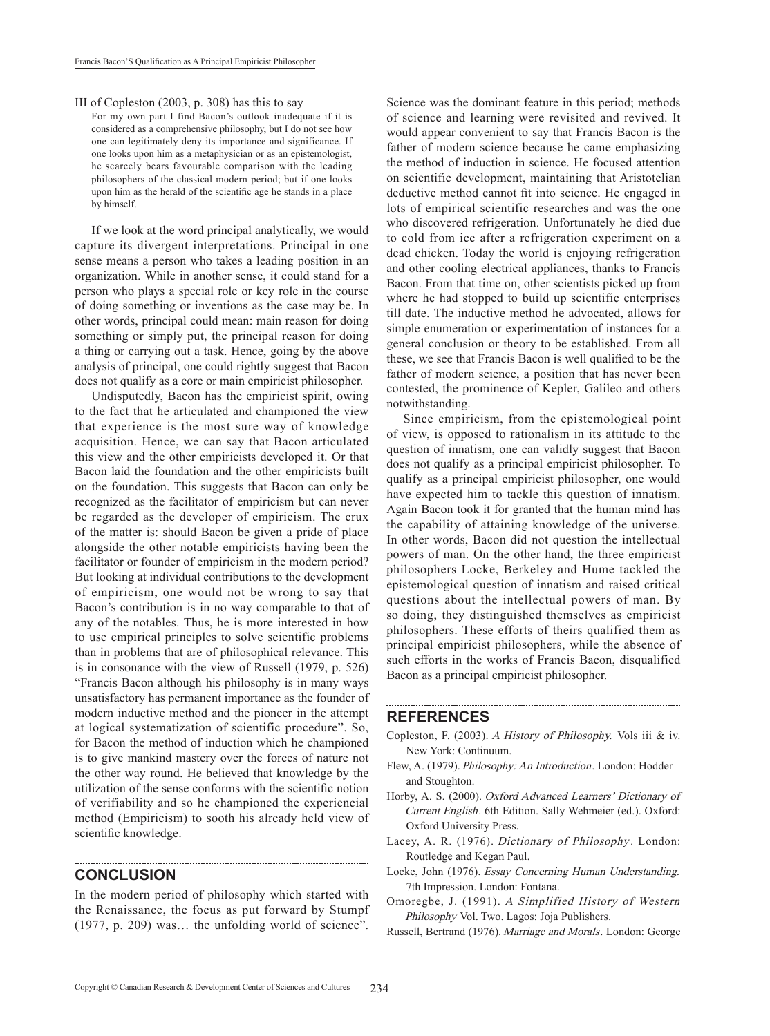III of Copleston (2003, p. 308) has this to say

> For my own part I find Bacon's outlook inadequate if it is considered as a comprehensive philosophy, but I do not see how one can legitimately deny its importance and significance. If one looks upon him as a metaphysician or as an epistemologist, he scarcely bears favourable comparison with the leading philosophers of the classical modern period; but if one looks upon him as the herald of the scientific age he stands in a place by himself.

If we look at the word principal analytically, we would capture its divergent interpretations. Principal in one sense means a person who takes a leading position in an organization. While in another sense, it could stand for a person who plays a special role or key role in the course of doing something or inventions as the case may be. In other words, principal could mean: main reason for doing something or simply put, the principal reason for doing a thing or carrying out a task. Hence, going by the above analysis of principal, one could rightly suggest that Bacon does not qualify as a core or main empiricist philosopher.

Undisputedly, Bacon has the empiricist spirit, owing to the fact that he articulated and championed the view that experience is the most sure way of knowledge acquisition. Hence, we can say that Bacon articulated this view and the other empiricists developed it. Or that Bacon laid the foundation and the other empiricists built on the foundation. This suggests that Bacon can only be recognized as the facilitator of empiricism but can never be regarded as the developer of empiricism. The crux of the matter is: should Bacon be given a pride of place alongside the other notable empiricists having been the facilitator or founder of empiricism in the modern period? But looking at individual contributions to the development of empiricism, one would not be wrong to say that Bacon's contribution is in no way comparable to that of any of the notables. Thus, he is more interested in how to use empirical principles to solve scientific problems than in problems that are of philosophical relevance. This is in consonance with the view of Russell (1979, p. 526) "Francis Bacon although his philosophy is in many ways unsatisfactory has permanent importance as the founder of modern inductive method and the pioneer in the attempt at logical systematization of scientific procedure". So, for Bacon the method of induction which he championed is to give mankind mastery over the forces of nature not the other way round. He believed that knowledge by the utilization of the sense conforms with the scientific notion of verifiability and so he championed the experiencial method (Empiricism) to sooth his already held view of scientific knowledge.

## CONCLUSION

In the modern period of philosophy which started with the Renaissance, the focus as put forward by Stumpf (1977, p. 209) was… the unfolding world of science". Science was the dominant feature in this period; methods of science and learning were revisited and revived. It would appear convenient to say that Francis Bacon is the father of modern science because he came emphasizing the method of induction in science. He focused attention on scientific development, maintaining that Aristotelian deductive method cannot fit into science. He engaged in lots of empirical scientific researches and was the one who discovered refrigeration. Unfortunately he died due to cold from ice after a refrigeration experiment on a dead chicken. Today the world is enjoying refrigeration and other cooling electrical appliances, thanks to Francis Bacon. From that time on, other scientists picked up from where he had stopped to build up scientific enterprises till date. The inductive method he advocated, allows for simple enumeration or experimentation of instances for a general conclusion or theory to be established. From all these, we see that Francis Bacon is well qualified to be the father of modern science, a position that has never been contested, the prominence of Kepler, Galileo and others notwithstanding.

Since empiricism, from the epistemological point of view, is opposed to rationalism in its attitude to the question of innatism, one can validly suggest that Bacon does not qualify as a principal empiricist philosopher. To qualify as a principal empiricist philosopher, one would have expected him to tackle this question of innatism. Again Bacon took it for granted that the human mind has the capability of attaining knowledge of the universe. In other words, Bacon did not question the intellectual powers of man. On the other hand, the three empiricist philosophers Locke, Berkeley and Hume tackled the epistemological question of innatism and raised critical questions about the intellectual powers of man. By so doing, they distinguished themselves as empiricist philosophers. These efforts of theirs qualified them as principal empiricist philosophers, while the absence of such efforts in the works of Francis Bacon, disqualified Bacon as a principal empiricist philosopher.

## REFERENCES

Copleston, F. (2003). *A History of Philosophy*. Vols iii & iv. New York: Continuum.

Flew, A. (1979). *Philosophy: An Introduction*. London: Hodder and Stoughton.

Horby, A. S. (2000). *Oxford Advanced Learners' Dictionary of Current English*. 6th Edition. Sally Wehmeier (ed.). Oxford: Oxford University Press.

Lacey, A. R. (1976). *Dictionary of Philosophy*. London: Routledge and Kegan Paul.

Locke, John (1976). *Essay Concerning Human Understanding.* 7th Impression. London: Fontana.

Omoregbe, J. (1991). *A Simplified History of Western Philosophy* Vol. Two. Lagos: Joja Publishers.

Russell, Bertrand (1976). *Marriage and Morals*. London: George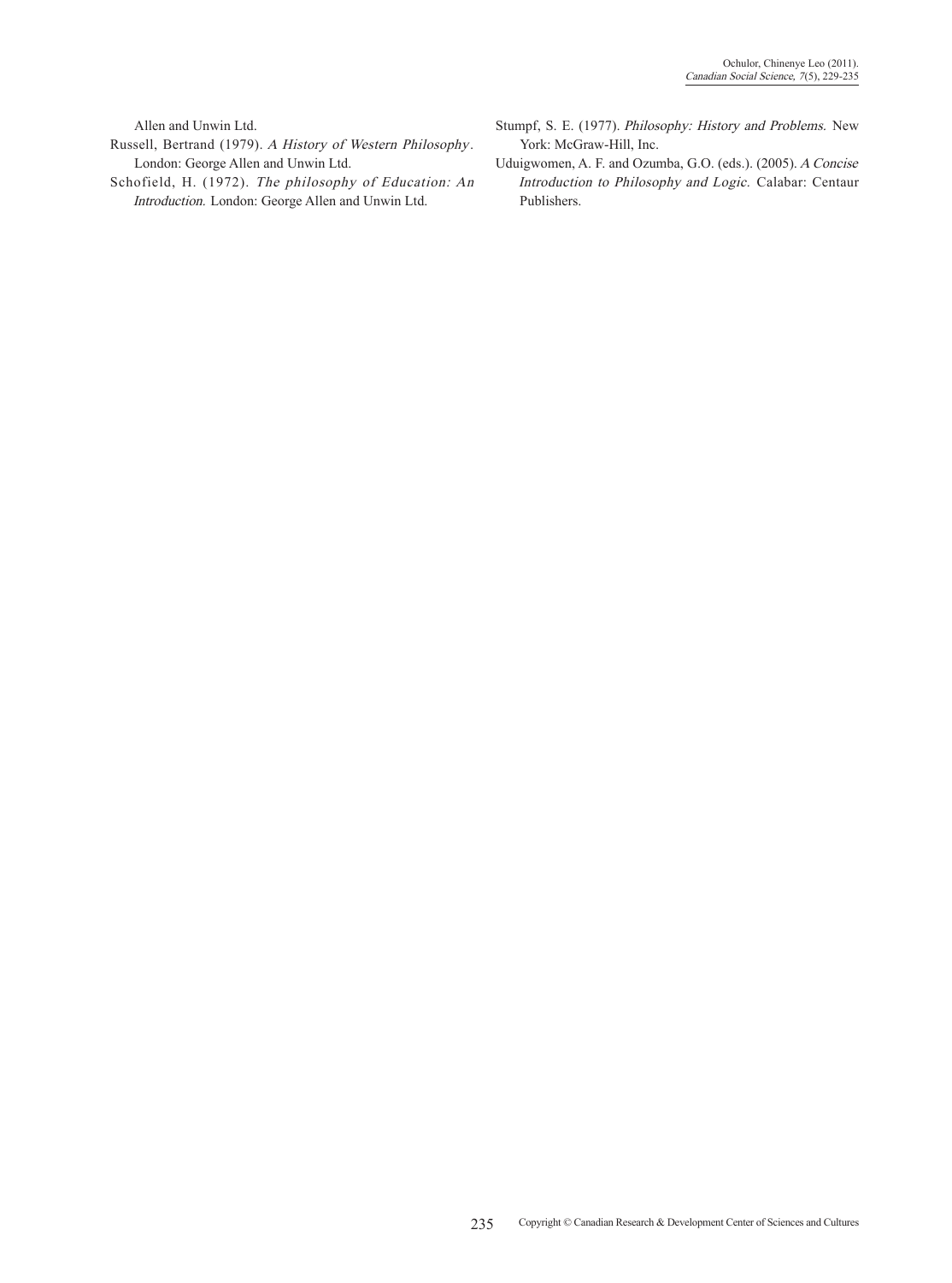Allen and Unwin Ltd.

Russell, Bertrand (1979). *A History of Western Philosophy*. London: George Allen and Unwin Ltd.

Schofield, H. (1972). *The philosophy of Education: An Introduction*. London: George Allen and Unwin Ltd.

Stumpf, S. E. (1977). *Philosophy: History and Problems*. New York: McGraw-Hill, Inc.

Uduigwomen, A. F. and Ozumba, G.O. (eds.). (2005). *A Concise Introduction to Philosophy and Logic*. Calabar: Centaur Publishers.